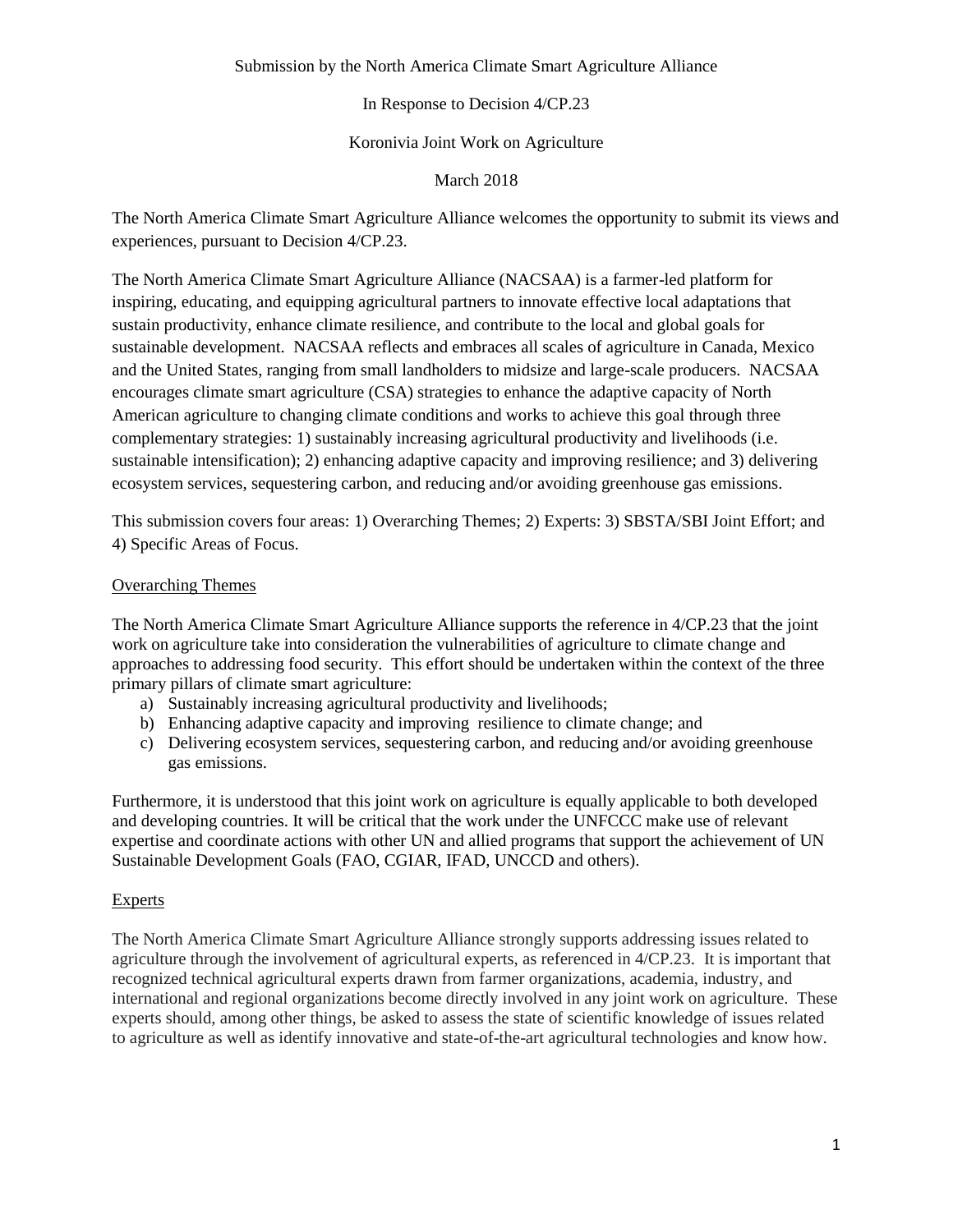Submission by the North America Climate Smart Agriculture Alliance

In Response to Decision 4/CP.23

Koronivia Joint Work on Agriculture

March 2018

The North America Climate Smart Agriculture Alliance welcomes the opportunity to submit its views and experiences, pursuant to Decision 4/CP.23.

The North America Climate Smart Agriculture Alliance (NACSAA) is a farmer-led platform for inspiring, educating, and equipping agricultural partners to innovate effective local adaptations that sustain productivity, enhance climate resilience, and contribute to the local and global goals for sustainable development. NACSAA reflects and embraces all scales of agriculture in Canada, Mexico and the United States, ranging from small landholders to midsize and large-scale producers. NACSAA encourages climate smart agriculture (CSA) strategies to enhance the adaptive capacity of North American agriculture to changing climate conditions and works to achieve this goal through three complementary strategies: 1) sustainably increasing agricultural productivity and livelihoods (i.e. sustainable intensification); 2) enhancing adaptive capacity and improving resilience; and 3) delivering ecosystem services, sequestering carbon, and reducing and/or avoiding greenhouse gas emissions.

This submission covers four areas: 1) Overarching Themes; 2) Experts: 3) SBSTA/SBI Joint Effort; and 4) Specific Areas of Focus.

## Overarching Themes

The North America Climate Smart Agriculture Alliance supports the reference in 4/CP.23 that the joint work on agriculture take into consideration the vulnerabilities of agriculture to climate change and approaches to addressing food security. This effort should be undertaken within the context of the three primary pillars of climate smart agriculture:

a) Sustainably increasing agricultural productivity and livelihoods;
b) Enhancing adaptive capacity and improving resilience to climate change; and
c) Delivering ecosystem services, sequestering carbon, and reducing and/or avoiding greenhouse gas emissions.

Furthermore, it is understood that this joint work on agriculture is equally applicable to both developed and developing countries. It will be critical that the work under the UNFCCC make use of relevant expertise and coordinate actions with other UN and allied programs that support the achievement of UN Sustainable Development Goals (FAO, CGIAR, IFAD, UNCCD and others).

## Experts

The North America Climate Smart Agriculture Alliance strongly supports addressing issues related to agriculture through the involvement of agricultural experts, as referenced in 4/CP.23. It is important that recognized technical agricultural experts drawn from farmer organizations, academia, industry, and international and regional organizations become directly involved in any joint work on agriculture. These experts should, among other things, be asked to assess the state of scientific knowledge of issues related to agriculture as well as identify innovative and state-of-the-art agricultural technologies and know how.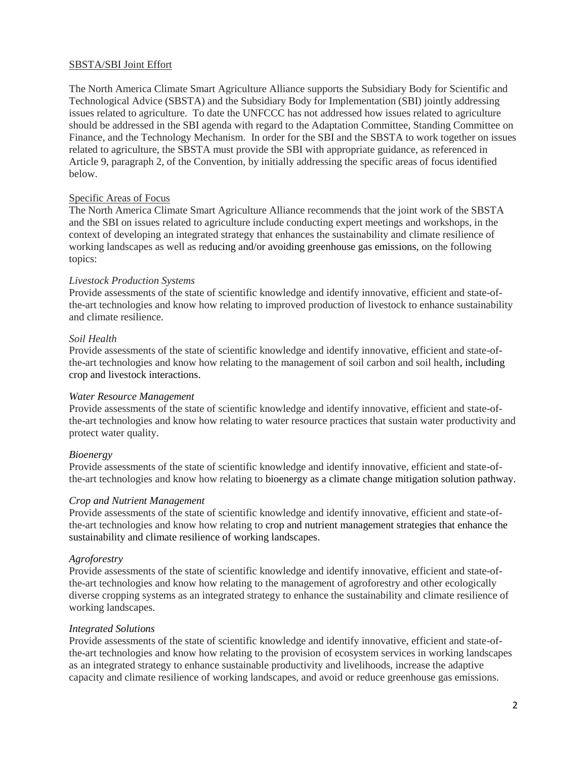SBSTA/SBI Joint Effort

The North America Climate Smart Agriculture Alliance supports the Subsidiary Body for Scientific and Technological Advice (SBSTA) and the Subsidiary Body for Implementation (SBI) jointly addressing issues related to agriculture. To date the UNFCCC has not addressed how issues related to agriculture should be addressed in the SBI agenda with regard to the Adaptation Committee, Standing Committee on Finance, and the Technology Mechanism. In order for the SBI and the SBSTA to work together on issues related to agriculture, the SBSTA must provide the SBI with appropriate guidance, as referenced in Article 9, paragraph 2, of the Convention, by initially addressing the specific areas of focus identified below.

Specific Areas of Focus

The North America Climate Smart Agriculture Alliance recommends that the joint work of the SBSTA and the SBI on issues related to agriculture include conducting expert meetings and workshops, in the context of developing an integrated strategy that enhances the sustainability and climate resilience of working landscapes as well as reducing and/or avoiding greenhouse gas emissions, on the following topics:

*Livestock Production Systems*

Provide assessments of the state of scientific knowledge and identify innovative, efficient and state-of-the-art technologies and know how relating to improved production of livestock to enhance sustainability and climate resilience.

*Soil Health*

Provide assessments of the state of scientific knowledge and identify innovative, efficient and state-of-the-art technologies and know how relating to the management of soil carbon and soil health, including crop and livestock interactions.

*Water Resource Management*

Provide assessments of the state of scientific knowledge and identify innovative, efficient and state-of-the-art technologies and know how relating to water resource practices that sustain water productivity and protect water quality.

*Bioenergy*

Provide assessments of the state of scientific knowledge and identify innovative, efficient and state-of-the-art technologies and know how relating to bioenergy as a climate change mitigation solution pathway.

*Crop and Nutrient Management*

Provide assessments of the state of scientific knowledge and identify innovative, efficient and state-of-the-art technologies and know how relating to crop and nutrient management strategies that enhance the sustainability and climate resilience of working landscapes.

*Agroforestry*

Provide assessments of the state of scientific knowledge and identify innovative, efficient and state-of-the-art technologies and know how relating to the management of agroforestry and other ecologically diverse cropping systems as an integrated strategy to enhance the sustainability and climate resilience of working landscapes.

*Integrated Solutions*

Provide assessments of the state of scientific knowledge and identify innovative, efficient and state-of-the-art technologies and know how relating to the provision of ecosystem services in working landscapes as an integrated strategy to enhance sustainable productivity and livelihoods, increase the adaptive capacity and climate resilience of working landscapes, and avoid or reduce greenhouse gas emissions.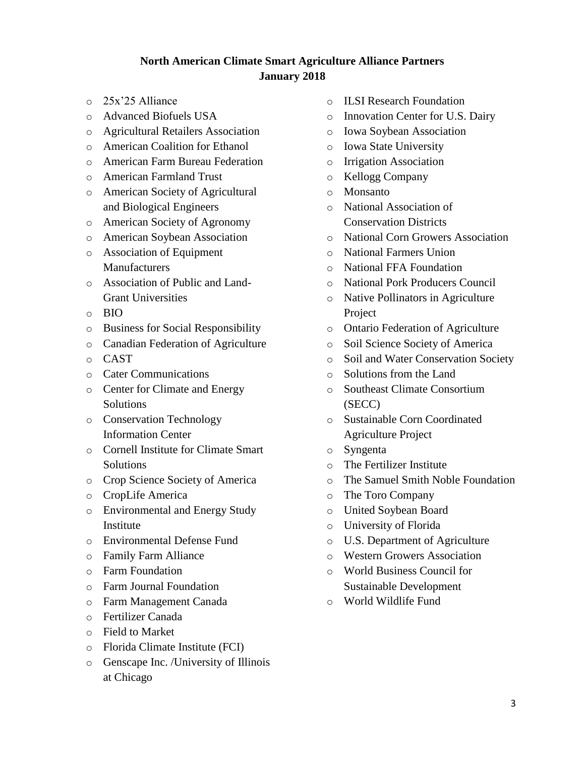**North American Climate Smart Agriculture Alliance Partners**
**January 2018**

- 25x'25 Alliance
- Advanced Biofuels USA
- Agricultural Retailers Association
- American Coalition for Ethanol
- American Farm Bureau Federation
- American Farmland Trust
- American Society of Agricultural and Biological Engineers
- American Society of Agronomy
- American Soybean Association
- Association of Equipment Manufacturers
- Association of Public and Land-Grant Universities
- BIO
- Business for Social Responsibility
- Canadian Federation of Agriculture
- CAST
- Cater Communications
- Center for Climate and Energy Solutions
- Conservation Technology Information Center
- Cornell Institute for Climate Smart Solutions
- Crop Science Society of America
- CropLife America
- Environmental and Energy Study Institute
- Environmental Defense Fund
- Family Farm Alliance
- Farm Foundation
- Farm Journal Foundation
- Farm Management Canada
- Fertilizer Canada
- Field to Market
- Florida Climate Institute (FCI)
- Genscape Inc. /University of Illinois at Chicago
- ILSI Research Foundation
- Innovation Center for U.S. Dairy
- Iowa Soybean Association
- Iowa State University
- Irrigation Association
- Kellogg Company
- Monsanto
- National Association of Conservation Districts
- National Corn Growers Association
- National Farmers Union
- National FFA Foundation
- National Pork Producers Council
- Native Pollinators in Agriculture Project
- Ontario Federation of Agriculture
- Soil Science Society of America
- Soil and Water Conservation Society
- Solutions from the Land
- Southeast Climate Consortium (SECC)
- Sustainable Corn Coordinated Agriculture Project
- Syngenta
- The Fertilizer Institute
- The Samuel Smith Noble Foundation
- The Toro Company
- United Soybean Board
- University of Florida
- U.S. Department of Agriculture
- Western Growers Association
- World Business Council for Sustainable Development
- World Wildlife Fund